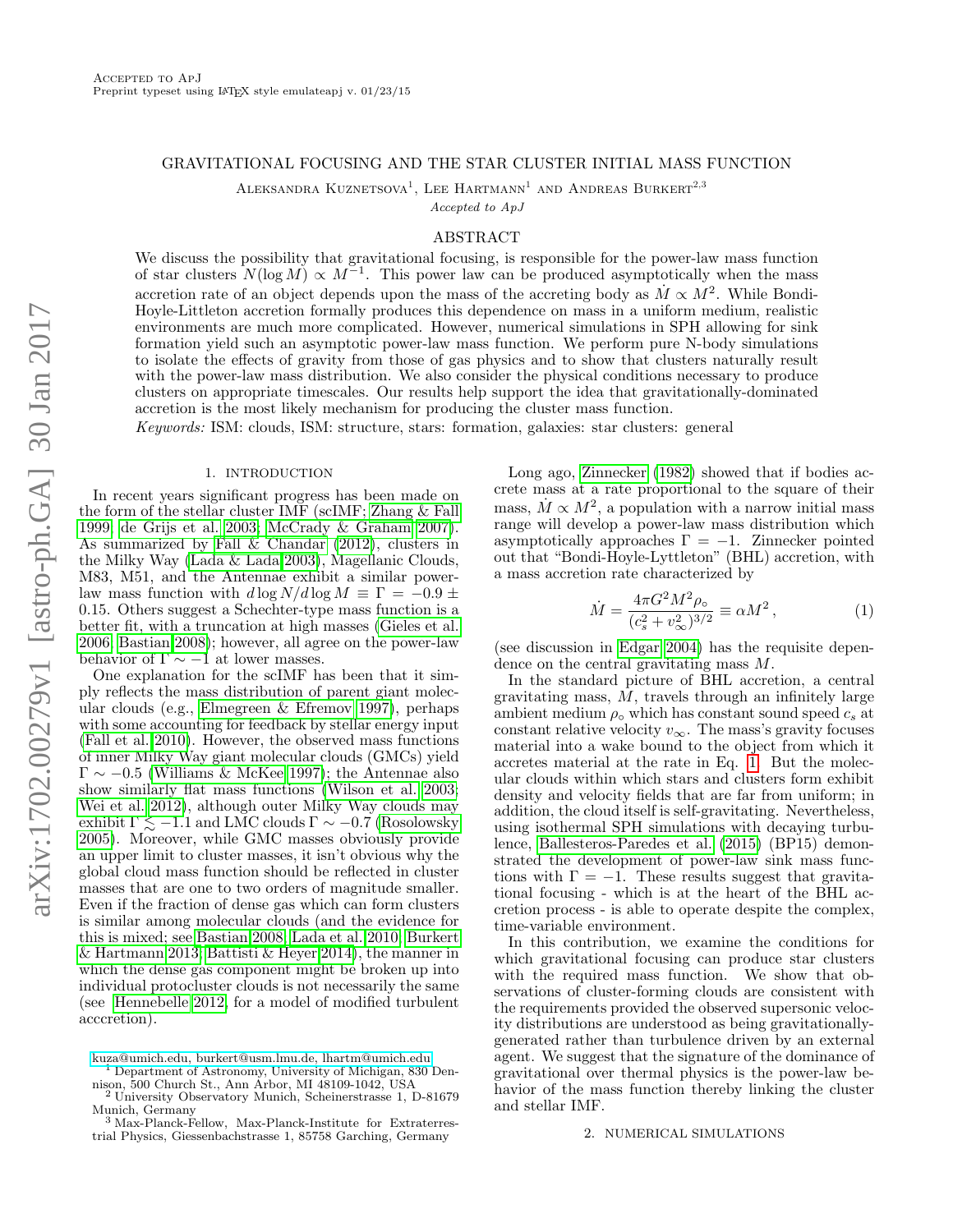Accepted to ApJ
Preprint typeset using LaTeX style emulateapj v. 01/23/15

# GRAVITATIONAL FOCUSING AND THE STAR CLUSTER INITIAL MASS FUNCTION

Aleksandra Kuznetsova[1], Lee Hartmann[1] and Andreas Burkert[2,3]

*Accepted to ApJ*

## ABSTRACT

We discuss the possibility that gravitational focusing, is responsible for the power-law mass function of star clusters $N(\log M) \propto M^{-1}$. This power law can be produced asymptotically when the mass accretion rate of an object depends upon the mass of the accreting body as $\dot{M} \propto M^2$. While Bondi-Hoyle-Littleton accretion formally produces this dependence on mass in a uniform medium, realistic environments are much more complicated. However, numerical simulations in SPH allowing for sink formation yield such an asymptotic power-law mass function. We perform pure N-body simulations to isolate the effects of gravity from those of gas physics and to show that clusters naturally result with the power-law mass distribution. We also consider the physical conditions necessary to produce clusters on appropriate timescales. Our results help support the idea that gravitationally-dominated accretion is the most likely mechanism for producing the cluster mass function.

*Keywords:* ISM: clouds, ISM: structure, stars: formation, galaxies: star clusters: general

## 1. INTRODUCTION

In recent years significant progress has been made on the form of the stellar cluster IMF (scIMF; Zhang & Fall 1999; de Grijs et al. 2003; McCrady & Graham 2007). As summarized by Fall & Chandar (2012), clusters in the Milky Way (Lada & Lada 2003), Magellanic Clouds, M83, M51, and the Antennae exhibit a similar power-law mass function with $d\log N/d\log M \equiv \Gamma = -0.9 \pm 0.15$. Others suggest a Schechter-type mass function is a better fit, with a truncation at high masses (Gieles et al. 2006; Bastian 2008); however, all agree on the power-law behavior of $\Gamma \sim -1$ at lower masses.

One explanation for the scIMF has been that it simply reflects the mass distribution of parent giant molecular clouds (e.g., Elmegreen & Efremov 1997), perhaps with some accounting for feedback by stellar energy input (Fall et al. 2010). However, the observed mass functions of inner Milky Way giant molecular clouds (GMCs) yield $\Gamma \sim -0.5$ (Williams & McKee 1997); the Antennae also show similarly flat mass functions (Wilson et al. 2003; Wei et al. 2012), although outer Milky Way clouds may exhibit $\Gamma \lesssim -1.1$ and LMC clouds $\Gamma \sim -0.7$ (Rosolowsky 2005). Moreover, while GMC masses obviously provide an upper limit to cluster masses, it isn't obvious why the global cloud mass function should be reflected in cluster masses that are one to two orders of magnitude smaller. Even if the fraction of dense gas which can form clusters is similar among molecular clouds (and the evidence for this is mixed; see Bastian 2008; Lada et al. 2010; Burkert & Hartmann 2013; Battisti & Heyer 2014), the manner in which the dense gas component might be broken up into individual protocluster clouds is not necessarily the same (see Hennebelle 2012, for a model of modified turbulent acccretion).

Long ago, Zinnecker (1982) showed that if bodies accrete mass at a rate proportional to the square of their mass, $\dot{M} \propto M^2$, a population with a narrow initial mass range will develop a power-law mass distribution which asymptotically approaches $\Gamma = -1$. Zinnecker pointed out that "Bondi-Hoyle-Lyttleton" (BHL) accretion, with a mass accretion rate characterized by

$$\dot{M} = \frac{4\pi G^2 M^2 \rho_\circ}{(c_s^2 + v_\infty^2)^{3/2}} \equiv \alpha M^2 \,, \tag{1}$$

(see discussion in Edgar 2004) has the requisite dependence on the central gravitating mass $M$.

In the standard picture of BHL accretion, a central gravitating mass, $M$, travels through an infinitely large ambient medium $\rho_\circ$ which has constant sound speed $c_s$ at constant relative velocity $v_\infty$. The mass's gravity focuses material into a wake bound to the object from which it accretes material at the rate in Eq. 1. But the molecular clouds within which stars and clusters form exhibit density and velocity fields that are far from uniform; in addition, the cloud itself is self-gravitating. Nevertheless, using isothermal SPH simulations with decaying turbulence, Ballesteros-Paredes et al. (2015) (BP15) demonstrated the development of power-law sink mass functions with $\Gamma = -1$. These results suggest that gravitational focusing - which is at the heart of the BHL accretion process - is able to operate despite the complex, time-variable environment.

In this contribution, we examine the conditions for which gravitational focusing can produce star clusters with the required mass function. We show that observations of cluster-forming clouds are consistent with the requirements provided the observed supersonic velocity distributions are understood as being gravitationally-generated rather than turbulence driven by an external agent. We suggest that the signature of the dominance of gravitational over thermal physics is the power-law behavior of the mass function thereby linking the cluster and stellar IMF.

## 2. NUMERICAL SIMULATIONS

kuza@umich.edu, burkert@usm.lmu.de, lhartm@umich.edu
[1] Department of Astronomy, University of Michigan, 830 Dennison, 500 Church St., Ann Arbor, MI 48109-1042, USA
[2] University Observatory Munich, Scheinerstrasse 1, D-81679 Munich, Germany
[3] Max-Planck-Fellow, Max-Planck-Institute for Extraterrestrial Physics, Giessenbachstrasse 1, 85758 Garching, Germany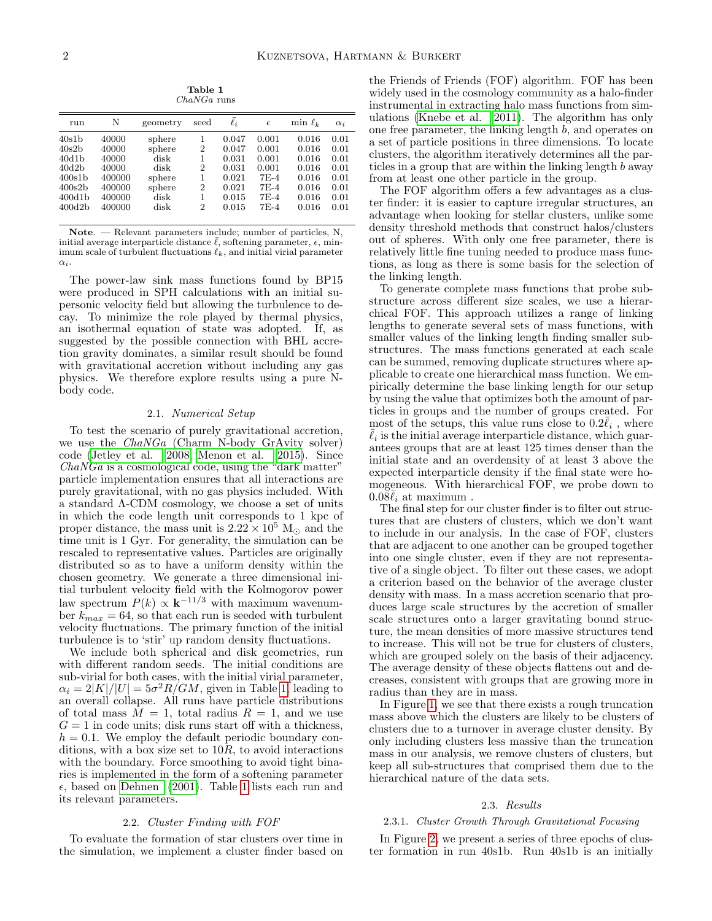**Table 1**
*ChaNGa* runs

| run | N | geometry | seed | $\bar{\ell}_i$ | $\epsilon$ | min $\ell_k$ | $\alpha_i$ |
|---|---|---|---|---|---|---|---|
| 40s1b | 40000 | sphere | 1 | 0.047 | 0.001 | 0.016 | 0.01 |
| 40s2b | 40000 | sphere | 2 | 0.047 | 0.001 | 0.016 | 0.01 |
| 40d1b | 40000 | disk | 1 | 0.031 | 0.001 | 0.016 | 0.01 |
| 40d2b | 40000 | disk | 2 | 0.031 | 0.001 | 0.016 | 0.01 |
| 400s1b | 400000 | sphere | 1 | 0.021 | 7E-4 | 0.016 | 0.01 |
| 400s2b | 400000 | sphere | 2 | 0.021 | 7E-4 | 0.016 | 0.01 |
| 400d1b | 400000 | disk | 1 | 0.015 | 7E-4 | 0.016 | 0.01 |
| 400d2b | 400000 | disk | 2 | 0.015 | 7E-4 | 0.016 | 0.01 |

**Note**. — Relevant parameters include; number of particles, N, initial average interparticle distance $\bar{\ell}$, softening parameter, $\epsilon$, minimum scale of turbulent fluctuations $\ell_k$, and initial virial parameter $\alpha_i$.

The power-law sink mass functions found by BP15 were produced in SPH calculations with an initial supersonic velocity field but allowing the turbulence to decay. To minimize the role played by thermal physics, an isothermal equation of state was adopted. If, as suggested by the possible connection with BHL accretion gravity dominates, a similar result should be found with gravitational accretion without including any gas physics. We therefore explore results using a pure N-body code.

### 2.1. *Numerical Setup*

To test the scenario of purely gravitational accretion, we use the *ChaNGa* (Charm N-body GrAvity solver) code (Jetley et al. 2008; Menon et al. 2015). Since *ChaNGa* is a cosmological code, using the "dark matter" particle implementation ensures that all interactions are purely gravitational, with no gas physics included. With a standard Λ-CDM cosmology, we choose a set of units in which the code length unit corresponds to 1 kpc of proper distance, the mass unit is $2.22 \times 10^5$ M$_\odot$ and the time unit is 1 Gyr. For generality, the simulation can be rescaled to representative values. Particles are originally distributed so as to have a uniform density within the chosen geometry. We generate a three dimensional initial turbulent velocity field with the Kolmogorov power law spectrum $P(k) \propto \mathbf{k}^{-11/3}$ with maximum wavenumber $k_{max} = 64$, so that each run is seeded with turbulent velocity fluctuations. The primary function of the initial turbulence is to 'stir' up random density fluctuations.

We include both spherical and disk geometries, run with different random seeds. The initial conditions are sub-virial for both cases, with the initial virial parameter, $\alpha_i = 2|K|/|U| = 5\sigma^2 R/GM$, given in Table 1, leading to an overall collapse. All runs have particle distributions of total mass $M = 1$, total radius $R = 1$, and we use $G = 1$ in code units; disk runs start off with a thickness, $h = 0.1$. We employ the default periodic boundary conditions, with a box size set to $10R$, to avoid interactions with the boundary. Force smoothing to avoid tight binaries is implemented in the form of a softening parameter $\epsilon$, based on Dehnen (2001). Table 1 lists each run and its relevant parameters.

### 2.2. *Cluster Finding with FOF*

To evaluate the formation of star clusters over time in the simulation, we implement a cluster finder based on the Friends of Friends (FOF) algorithm. FOF has been widely used in the cosmology community as a halo-finder instrumental in extracting halo mass functions from simulations (Knebe et al. 2011). The algorithm has only one free parameter, the linking length $b$, and operates on a set of particle positions in three dimensions. To locate clusters, the algorithm iteratively determines all the particles in a group that are within the linking length $b$ away from at least one other particle in the group.

The FOF algorithm offers a few advantages as a cluster finder: it is easier to capture irregular structures, an advantage when looking for stellar clusters, unlike some density threshold methods that construct halos/clusters out of spheres. With only one free parameter, there is relatively little fine tuning needed to produce mass functions, as long as there is some basis for the selection of the linking length.

To generate complete mass functions that probe substructure across different size scales, we use a hierarchical FOF. This approach utilizes a range of linking lengths to generate several sets of mass functions, with smaller values of the linking length finding smaller substructures. The mass functions generated at each scale can be summed, removing duplicate structures where applicable to create one hierarchical mass function. We empirically determine the base linking length for our setup by using the value that optimizes both the amount of particles in groups and the number of groups created. For most of the setups, this value runs close to $0.2\bar{\ell}_i$ , where $\bar{\ell}_i$ is the initial average interparticle distance, which guarantees groups that are at least 125 times denser than the initial state and an overdensity of at least 3 above the expected interparticle density if the final state were homogeneous. With hierarchical FOF, we probe down to $0.08\bar{\ell}_i$ at maximum .

The final step for our cluster finder is to filter out structures that are clusters of clusters, which we don't want to include in our analysis. In the case of FOF, clusters that are adjacent to one another can be grouped together into one single cluster, even if they are not representative of a single object. To filter out these cases, we adopt a criterion based on the behavior of the average cluster density with mass. In a mass accretion scenario that produces large scale structures by the accretion of smaller scale structures onto a larger gravitating bound structure, the mean densities of more massive structures tend to increase. This will not be true for clusters of clusters, which are grouped solely on the basis of their adjacency. The average density of these objects flattens out and decreases, consistent with groups that are growing more in radius than they are in mass.

In Figure 1, we see that there exists a rough truncation mass above which the clusters are likely to be clusters of clusters due to a turnover in average cluster density. By only including clusters less massive than the truncation mass in our analysis, we remove clusters of clusters, but keep all sub-structures that comprised them due to the hierarchical nature of the data sets.

### 2.3. *Results*

#### 2.3.1. *Cluster Growth Through Gravitational Focusing*

In Figure 2, we present a series of three epochs of cluster formation in run 40s1b. Run 40s1b is an initially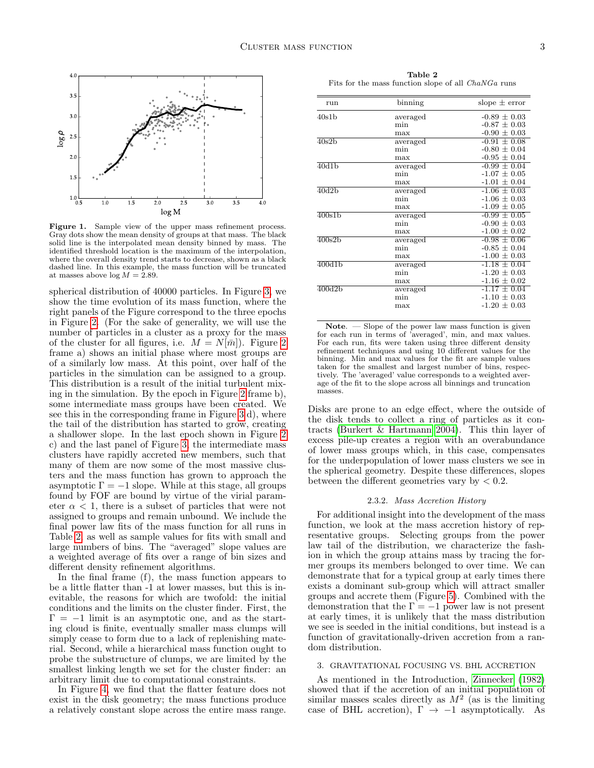**Figure 1.** Sample view of the upper mass refinement process. Gray dots show the mean density of groups at that mass. The black solid line is the interpolated mean density binned by mass. The identified threshold location is the maximum of the interpolation, where the overall density trend starts to decrease, shown as a black dashed line. In this example, the mass function will be truncated at masses above $\log M = 2.89$.

spherical distribution of 40000 particles. In Figure 3, we show the time evolution of its mass function, where the right panels of the Figure correspond to the three epochs in Figure 2. (For the sake of generality, we will use the number of particles in a cluster as a proxy for the mass of the cluster for all figures, i.e. $M = N[\bar{m}]$). Figure 2 frame a) shows an initial phase where most groups are of a similarly low mass. At this point, over half of the particles in the simulation can be assigned to a group. This distribution is a result of the initial turbulent mixing in the simulation. By the epoch in Figure 2 frame b), some intermediate mass groups have been created. We see this in the corresponding frame in Figure 3 d), where the tail of the distribution has started to grow, creating a shallower slope. In the last epoch shown in Figure 2 c) and the last panel of Figure 3, the intermediate mass clusters have rapidly accreted new members, such that many of them are now some of the most massive clusters and the mass function has grown to approach the asymptotic $\Gamma = -1$ slope. While at this stage, all groups found by FOF are bound by virtue of the virial parameter $\alpha < 1$, there is a subset of particles that were not assigned to groups and remain unbound. We include the final power law fits of the mass function for all runs in Table 2, as well as sample values for fits with small and large numbers of bins. The "averaged" slope values are a weighted average of fits over a range of bin sizes and different density refinement algorithms.

In the final frame (f), the mass function appears to be a little flatter than -1 at lower masses, but this is inevitable, the reasons for which are twofold: the initial conditions and the limits on the cluster finder. First, the $\Gamma = -1$ limit is an asymptotic one, and as the starting cloud is finite, eventually smaller mass clumps will simply cease to form due to a lack of replenishing material. Second, while a hierarchical mass function ought to probe the substructure of clumps, we are limited by the smallest linking length we set for the cluster finder: an arbitrary limit due to computational constraints.

In Figure 4, we find that the flatter feature does not exist in the disk geometry; the mass functions produce a relatively constant slope across the entire mass range.

**Table 2**
Fits for the mass function slope of all *ChaNGa* runs

| run | binning | slope ± error |
|---|---|---|
| 40s1b | averaged | -0.89 ± 0.03 |
| | min | -0.87 ± 0.03 |
| | max | -0.90 ± 0.03 |
| 40s2b | averaged | -0.91 ± 0.08 |
| | min | -0.80 ± 0.04 |
| | max | -0.95 ± 0.04 |
| 40d1b | averaged | -0.99 ± 0.04 |
| | min | -1.07 ± 0.05 |
| | max | -1.01 ± 0.04 |
| 40d2b | averaged | -1.06 ± 0.03 |
| | min | -1.06 ± 0.03 |
| | max | -1.09 ± 0.05 |
| 400s1b | averaged | -0.99 ± 0.05 |
| | min | -0.90 ± 0.03 |
| | max | -1.00 ± 0.02 |
| 400s2b | averaged | -0.98 ± 0.06 |
| | min | -0.85 ± 0.04 |
| | max | -1.00 ± 0.03 |
| 400d1b | averaged | -1.18 ± 0.04 |
| | min | -1.20 ± 0.03 |
| | max | -1.16 ± 0.02 |
| 400d2b | averaged | -1.17 ± 0.04 |
| | min | -1.10 ± 0.03 |
| | max | -1.20 ± 0.03 |

**Note**. — Slope of the power law mass function is given for each run in terms of 'averaged', min, and max values. For each run, fits were taken using three different density refinement techniques and using 10 different values for the binning. Min and max values for the fit are sample values taken for the smallest and largest number of bins, respectively. The 'averaged' value corresponds to a weighted average of the fit to the slope across all binnings and truncation masses.

Disks are prone to an edge effect, where the outside of the disk tends to collect a ring of particles as it contracts (Burkert & Hartmann 2004). This thin layer of excess pile-up creates a region with an overabundance of lower mass groups which, in this case, compensates for the underpopulation of lower mass clusters we see in the spherical geometry. Despite these differences, slopes between the different geometries vary by $< 0.2$.

#### 2.3.2. *Mass Accretion History*

For additional insight into the development of the mass function, we look at the mass accretion history of representative groups. Selecting groups from the power law tail of the distribution, we characterize the fashion in which the group attains mass by tracing the former groups its members belonged to over time. We can demonstrate that for a typical group at early times there exists a dominant sub-group which will attract smaller groups and accrete them (Figure 5). Combined with the demonstration that the $\Gamma = -1$ power law is not present at early times, it is unlikely that the mass distribution we see is seeded in the initial conditions, but instead is a function of gravitationally-driven accretion from a random distribution.

## 3. GRAVITATIONAL FOCUSING VS. BHL ACCRETION

As mentioned in the Introduction, Zinnecker (1982) showed that if the accretion of an initial population of similar masses scales directly as $M^2$ (as is the limiting case of BHL accretion), $\Gamma \to -1$ asymptotically. As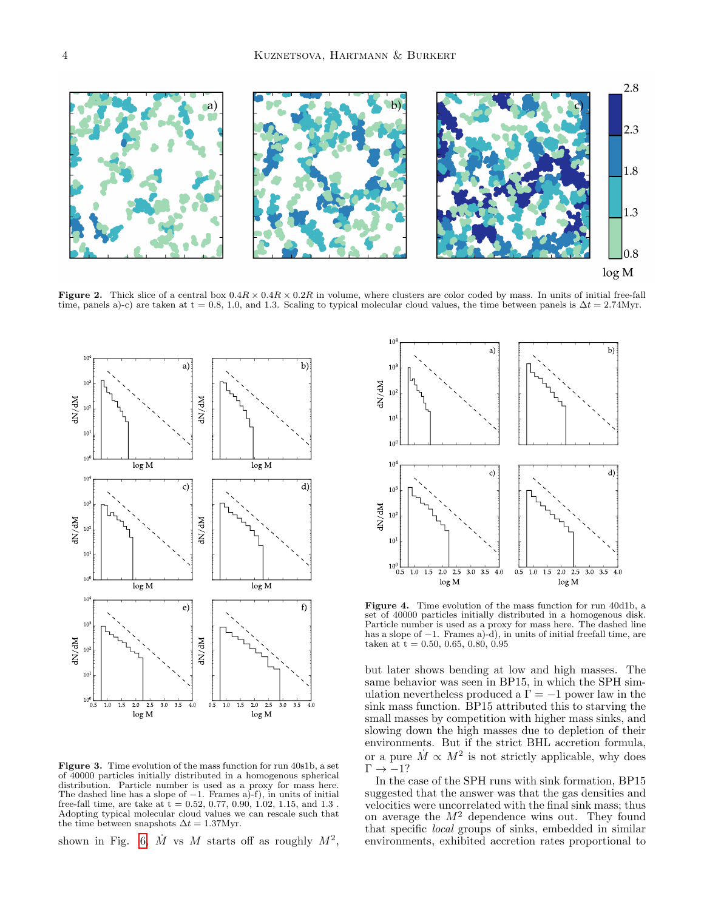**Figure 2.** Thick slice of a central box $0.4R \times 0.4R \times 0.2R$ in volume, where clusters are color coded by mass. In units of initial free-fall time, panels a)-c) are taken at t = 0.8, 1.0, and 1.3. Scaling to typical molecular cloud values, the time between panels is $\Delta t = 2.74$Myr.

**Figure 3.** Time evolution of the mass function for run 40s1b, a set of 40000 particles initially distributed in a homogenous spherical distribution. Particle number is used as a proxy for mass here. The dashed line has a slope of $-1$. Frames a)-f), in units of initial free-fall time, are take at t = 0.52, 0.77, 0.90, 1.02, 1.15, and 1.3 . Adopting typical molecular cloud values we can rescale such that the time between snapshots $\Delta t = 1.37$Myr.

**Figure 4.** Time evolution of the mass function for run 40d1b, a set of 40000 particles initially distributed in a homogenous disk. Particle number is used as a proxy for mass here. The dashed line has a slope of $-1$. Frames a)-d), in units of initial freefall time, are taken at t = 0.50, 0.65, 0.80, 0.95

shown in Fig. 6. $\dot{M}$ vs $M$ starts off as roughly $M^2$, but later shows bending at low and high masses. The same behavior was seen in BP15, in which the SPH simulation nevertheless produced a $\Gamma = -1$ power law in the sink mass function. BP15 attributed this to starving the small masses by competition with higher mass sinks, and slowing down the high masses due to depletion of their environments. But if the strict BHL accretion formula, or a pure $\dot{M} \propto M^2$ is not strictly applicable, why does $\Gamma \to -1$?

In the case of the SPH runs with sink formation, BP15 suggested that the answer was that the gas densities and velocities were uncorrelated with the final sink mass; thus on average the $M^2$ dependence wins out. They found that specific *local* groups of sinks, embedded in similar environments, exhibited accretion rates proportional to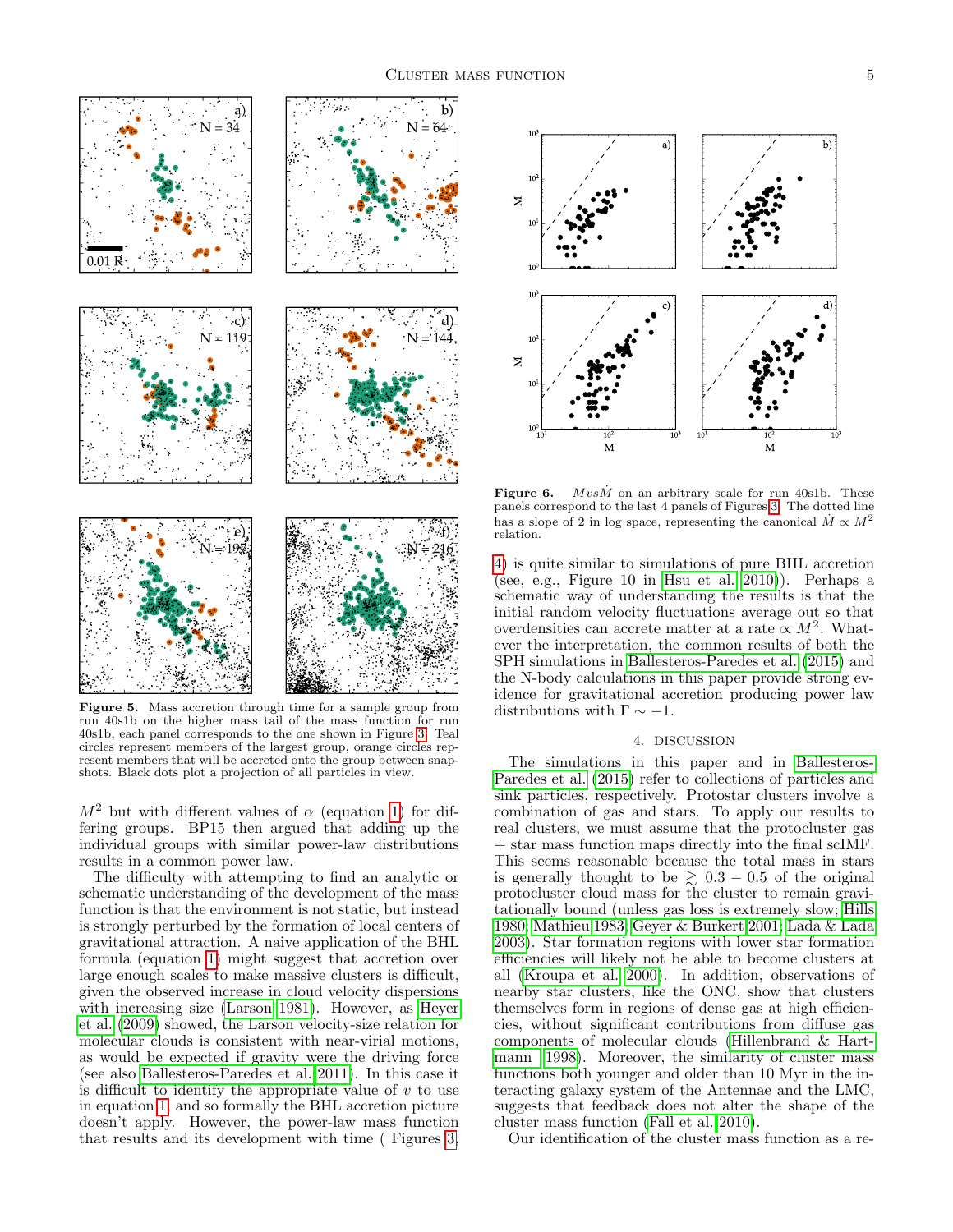Figure 5. Mass accretion through time for a sample group from run 40s1b on the higher mass tail of the mass function for run 40s1b, each panel corresponds to the one shown in Figure 3. Teal circles represent members of the largest group, orange circles represent members that will be accreted onto the group between snapshots. Black dots plot a projection of all particles in view.

Figure 6. $M vs \dot{M}$ on an arbitrary scale for run 40s1b. These panels correspond to the last 4 panels of Figures 3. The dotted line has a slope of 2 in log space, representing the canonical $\dot{M} \propto M^2$ relation.

$M^2$ but with different values of $\alpha$ (equation 1) for differing groups. BP15 then argued that adding up the individual groups with similar power-law distributions results in a common power law.

The difficulty with attempting to find an analytic or schematic understanding of the development of the mass function is that the environment is not static, but instead is strongly perturbed by the formation of local centers of gravitational attraction. A naive application of the BHL formula (equation 1) might suggest that accretion over large enough scales to make massive clusters is difficult, given the observed increase in cloud velocity dispersions with increasing size (Larson 1981). However, as Heyer et al. (2009) showed, the Larson velocity-size relation for molecular clouds is consistent with near-virial motions, as would be expected if gravity were the driving force (see also Ballesteros-Paredes et al. 2011). In this case it is difficult to identify the appropriate value of $v$ to use in equation 1, and so formally the BHL accretion picture doesn't apply. However, the power-law mass function that results and its development with time ( Figures 3, 4) is quite similar to simulations of pure BHL accretion (see, e.g., Figure 10 in Hsu et al. 2010)). Perhaps a schematic way of understanding the results is that the initial random velocity fluctuations average out so that overdensities can accrete matter at a rate $\propto M^2$. Whatever the interpretation, the common results of both the SPH simulations in Ballesteros-Paredes et al. (2015) and the N-body calculations in this paper provide strong evidence for gravitational accretion producing power law distributions with $\Gamma \sim -1$.

## 4. DISCUSSION

The simulations in this paper and in Ballesteros-Paredes et al. (2015) refer to collections of particles and sink particles, respectively. Protostar clusters involve a combination of gas and stars. To apply our results to real clusters, we must assume that the protocluster gas + star mass function maps directly into the final scIMF. This seems reasonable because the total mass in stars is generally thought to be $\gtrsim 0.3 - 0.5$ of the original protocluster cloud mass for the cluster to remain gravitationally bound (unless gas loss is extremely slow; Hills 1980; Mathieu 1983; Geyer & Burkert 2001; Lada & Lada 2003). Star formation regions with lower star formation efficiencies will likely not be able to become clusters at all (Kroupa et al. 2000). In addition, observations of nearby star clusters, like the ONC, show that clusters themselves form in regions of dense gas at high efficiencies, without significant contributions from diffuse gas components of molecular clouds (Hillenbrand & Hartmann 1998). Moreover, the similarity of cluster mass functions both younger and older than 10 Myr in the interacting galaxy system of the Antennae and the LMC, suggests that feedback does not alter the shape of the cluster mass function (Fall et al. 2010).

Our identification of the cluster mass function as a re-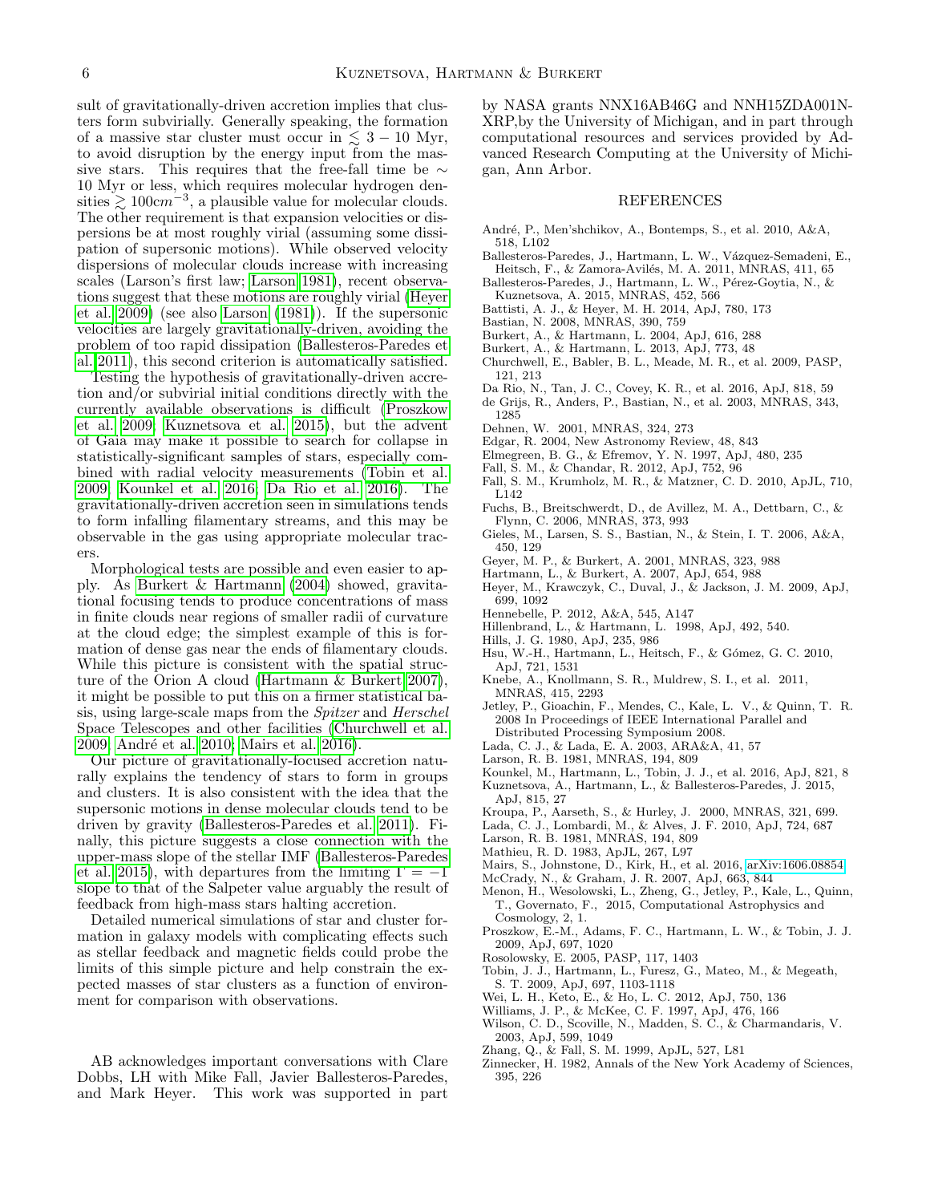sult of gravitationally-driven accretion implies that clusters form subvirially. Generally speaking, the formation of a massive star cluster must occur in $\lesssim 3-10$ Myr, to avoid disruption by the energy input from the massive stars. This requires that the free-fall time be $\sim$ 10 Myr or less, which requires molecular hydrogen densities $\gtrsim 100 cm^{-3}$, a plausible value for molecular clouds. The other requirement is that expansion velocities or dispersions be at most roughly virial (assuming some dissipation of supersonic motions). While observed velocity dispersions of molecular clouds increase with increasing scales (Larson's first law; Larson 1981), recent observations suggest that these motions are roughly virial (Heyer et al. 2009) (see also Larson (1981)). If the supersonic velocities are largely gravitationally-driven, avoiding the problem of too rapid dissipation (Ballesteros-Paredes et al. 2011), this second criterion is automatically satisfied.

Testing the hypothesis of gravitationally-driven accretion and/or subvirial initial conditions directly with the currently available observations is difficult (Proszkow et al. 2009; Kuznetsova et al. 2015), but the advent of Gaia may make it possible to search for collapse in statistically-significant samples of stars, especially combined with radial velocity measurements (Tobin et al. 2009; Kounkel et al. 2016; Da Rio et al. 2016). The gravitationally-driven accretion seen in simulations tends to form infalling filamentary streams, and this may be observable in the gas using appropriate molecular tracers.

Morphological tests are possible and even easier to apply. As Burkert & Hartmann (2004) showed, gravitational focusing tends to produce concentrations of mass in finite clouds near regions of smaller radii of curvature at the cloud edge; the simplest example of this is formation of dense gas near the ends of filamentary clouds. While this picture is consistent with the spatial structure of the Orion A cloud (Hartmann & Burkert 2007), it might be possible to put this on a firmer statistical basis, using large-scale maps from the *Spitzer* and *Herschel* Space Telescopes and other facilities (Churchwell et al. 2009; André et al. 2010; Mairs et al. 2016).

Our picture of gravitationally-focused accretion naturally explains the tendency of stars to form in groups and clusters. It is also consistent with the idea that the supersonic motions in dense molecular clouds tend to be driven by gravity (Ballesteros-Paredes et al. 2011). Finally, this picture suggests a close connection with the upper-mass slope of the stellar IMF (Ballesteros-Paredes et al. 2015), with departures from the limiting $\Gamma = -1$ slope to that of the Salpeter value arguably the result of feedback from high-mass stars halting accretion.

Detailed numerical simulations of star and cluster formation in galaxy models with complicating effects such as stellar feedback and magnetic fields could probe the limits of this simple picture and help constrain the expected masses of star clusters as a function of environment for comparison with observations.

AB acknowledges important conversations with Clare Dobbs, LH with Mike Fall, Javier Ballesteros-Paredes, and Mark Heyer. This work was supported in part by NASA grants NNX16AB46G and NNH15ZDA001N-XRP,by the University of Michigan, and in part through computational resources and services provided by Advanced Research Computing at the University of Michigan, Ann Arbor.

## REFERENCES

André, P., Men'shchikov, A., Bontemps, S., et al. 2010, A&A, 518, L102

Ballesteros-Paredes, J., Hartmann, L. W., Vázquez-Semadeni, E., Heitsch, F., & Zamora-Avilés, M. A. 2011, MNRAS, 411, 65

Ballesteros-Paredes, J., Hartmann, L. W., Pérez-Goytia, N., & Kuznetsova, A. 2015, MNRAS, 452, 566

Battisti, A. J., & Heyer, M. H. 2014, ApJ, 780, 173

Bastian, N. 2008, MNRAS, 390, 759

Burkert, A., & Hartmann, L. 2004, ApJ, 616, 288

Burkert, A., & Hartmann, L. 2013, ApJ, 773, 48

Churchwell, E., Babler, B. L., Meade, M. R., et al. 2009, PASP, 121, 213

Da Rio, N., Tan, J. C., Covey, K. R., et al. 2016, ApJ, 818, 59

de Grijs, R., Anders, P., Bastian, N., et al. 2003, MNRAS, 343, 1285

Dehnen, W. 2001, MNRAS, 324, 273

Edgar, R. 2004, New Astronomy Review, 48, 843

Elmegreen, B. G., & Efremov, Y. N. 1997, ApJ, 480, 235

Fall, S. M., & Chandar, R. 2012, ApJ, 752, 96

Fall, S. M., Krumholz, M. R., & Matzner, C. D. 2010, ApJL, 710, L142

Fuchs, B., Breitschwerdt, D., de Avillez, M. A., Dettbarn, C., & Flynn, C. 2006, MNRAS, 373, 993

Gieles, M., Larsen, S. S., Bastian, N., & Stein, I. T. 2006, A&A, 450, 129

Geyer, M. P., & Burkert, A. 2001, MNRAS, 323, 988

Hartmann, L., & Burkert, A. 2007, ApJ, 654, 988

Heyer, M., Krawczyk, C., Duval, J., & Jackson, J. M. 2009, ApJ, 699, 1092

Hennebelle, P. 2012, A&A, 545, A147

Hillenbrand, L., & Hartmann, L. 1998, ApJ, 492, 540.

Hills, J. G. 1980, ApJ, 235, 986

Hsu, W.-H., Hartmann, L., Heitsch, F., & Gómez, G. C. 2010, ApJ, 721, 1531

Knebe, A., Knollmann, S. R., Muldrew, S. I., et al. 2011, MNRAS, 415, 2293

Jetley, P., Gioachin, F., Mendes, C., Kale, L. V., & Quinn, T. R. 2008 In Proceedings of IEEE International Parallel and Distributed Processing Symposium 2008.

Lada, C. J., & Lada, E. A. 2003, ARA&A, 41, 57

Larson, R. B. 1981, MNRAS, 194, 809

Kounkel, M., Hartmann, L., Tobin, J. J., et al. 2016, ApJ, 821, 8

Kuznetsova, A., Hartmann, L., & Ballesteros-Paredes, J. 2015, ApJ, 815, 27

Kroupa, P., Aarseth, S., & Hurley, J. 2000, MNRAS, 321, 699.

Lada, C. J., Lombardi, M., & Alves, J. F. 2010, ApJ, 724, 687

Larson, R. B. 1981, MNRAS, 194, 809

Mathieu, R. D. 1983, ApJL, 267, L97

Mairs, S., Johnstone, D., Kirk, H., et al. 2016, arXiv:1606.08854

McCrady, N., & Graham, J. R. 2007, ApJ, 663, 844

Menon, H., Wesolowski, L., Zheng, G., Jetley, P., Kale, L., Quinn, T., Governato, F., 2015, Computational Astrophysics and Cosmology, 2, 1.

Proszkow, E.-M., Adams, F. C., Hartmann, L. W., & Tobin, J. J. 2009, ApJ, 697, 1020

Rosolowsky, E. 2005, PASP, 117, 1403

Tobin, J. J., Hartmann, L., Furesz, G., Mateo, M., & Megeath, S. T. 2009, ApJ, 697, 1103-1118

Wei, L. H., Keto, E., & Ho, L. C. 2012, ApJ, 750, 136

Williams, J. P., & McKee, C. F. 1997, ApJ, 476, 166

Wilson, C. D., Scoville, N., Madden, S. C., & Charmandaris, V. 2003, ApJ, 599, 1049

Zhang, Q., & Fall, S. M. 1999, ApJL, 527, L81

Zinnecker, H. 1982, Annals of the New York Academy of Sciences, 395, 226